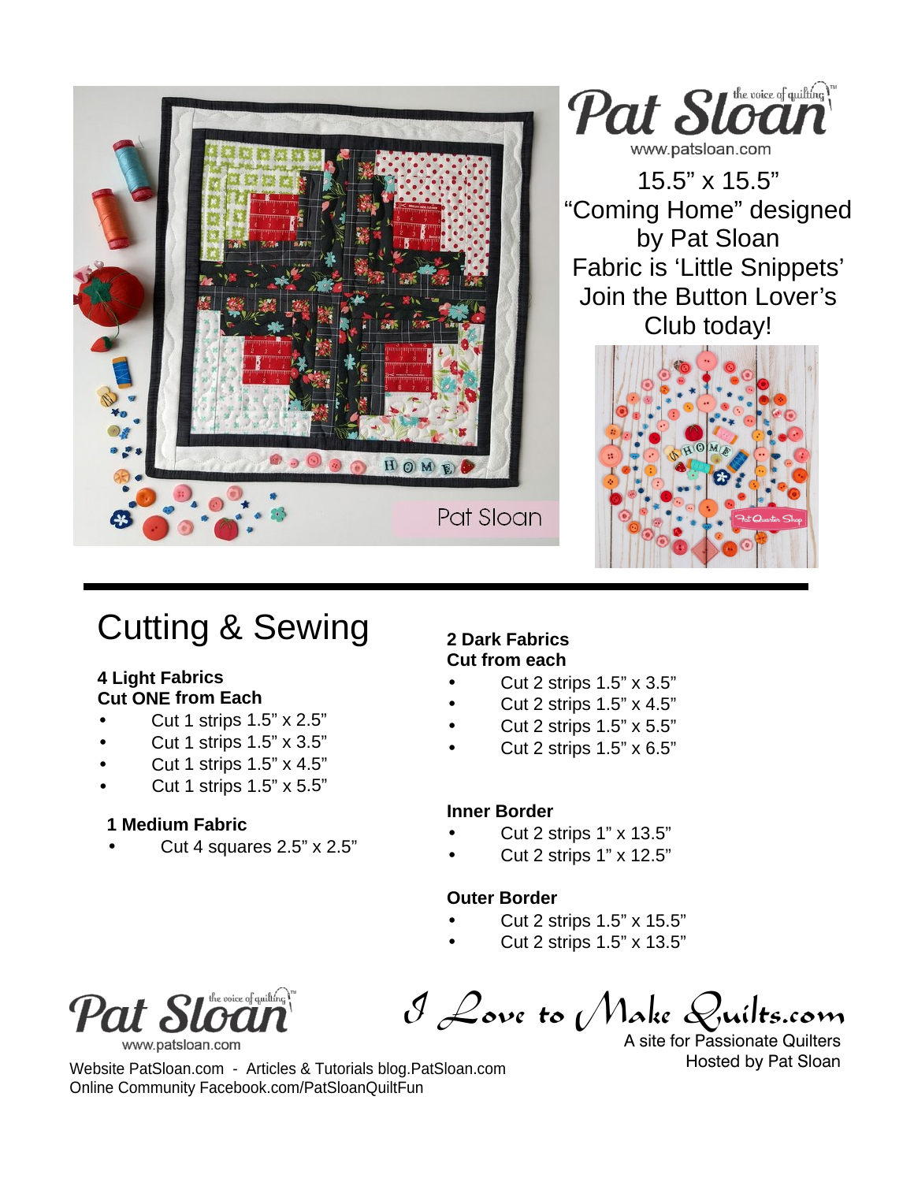Pat Sloan the voice of quilting™
www.patsloan.com

15.5" x 15.5"
"Coming Home" designed by Pat Sloan
Fabric is 'Little Snippets'
Join the Button Lover's Club today!

# Cutting & Sewing

**4 Light Fabrics**
**Cut ONE from Each**

- Cut 1 strips 1.5" x 2.5"
- Cut 1 strips 1.5" x 3.5"
- Cut 1 strips 1.5" x 4.5"
- Cut 1 strips 1.5" x 5.5"

**1 Medium Fabric**

- Cut 4 squares 2.5" x 2.5"

**2 Dark Fabrics**
**Cut from each**

- Cut 2 strips 1.5" x 3.5"
- Cut 2 strips 1.5" x 4.5"
- Cut 2 strips 1.5" x 5.5"
- Cut 2 strips 1.5" x 6.5"

**Inner Border**

- Cut 2 strips 1" x 13.5"
- Cut 2 strips 1" x 12.5"

**Outer Border**

- Cut 2 strips 1.5" x 15.5"
- Cut 2 strips 1.5" x 13.5"

Pat Sloan the voice of quilting™
www.patsloan.com

I Love to Make Quilts.com
A site for Passionate Quilters
Hosted by Pat Sloan

Website PatSloan.com - Articles & Tutorials blog.PatSloan.com
Online Community Facebook.com/PatSloanQuiltFun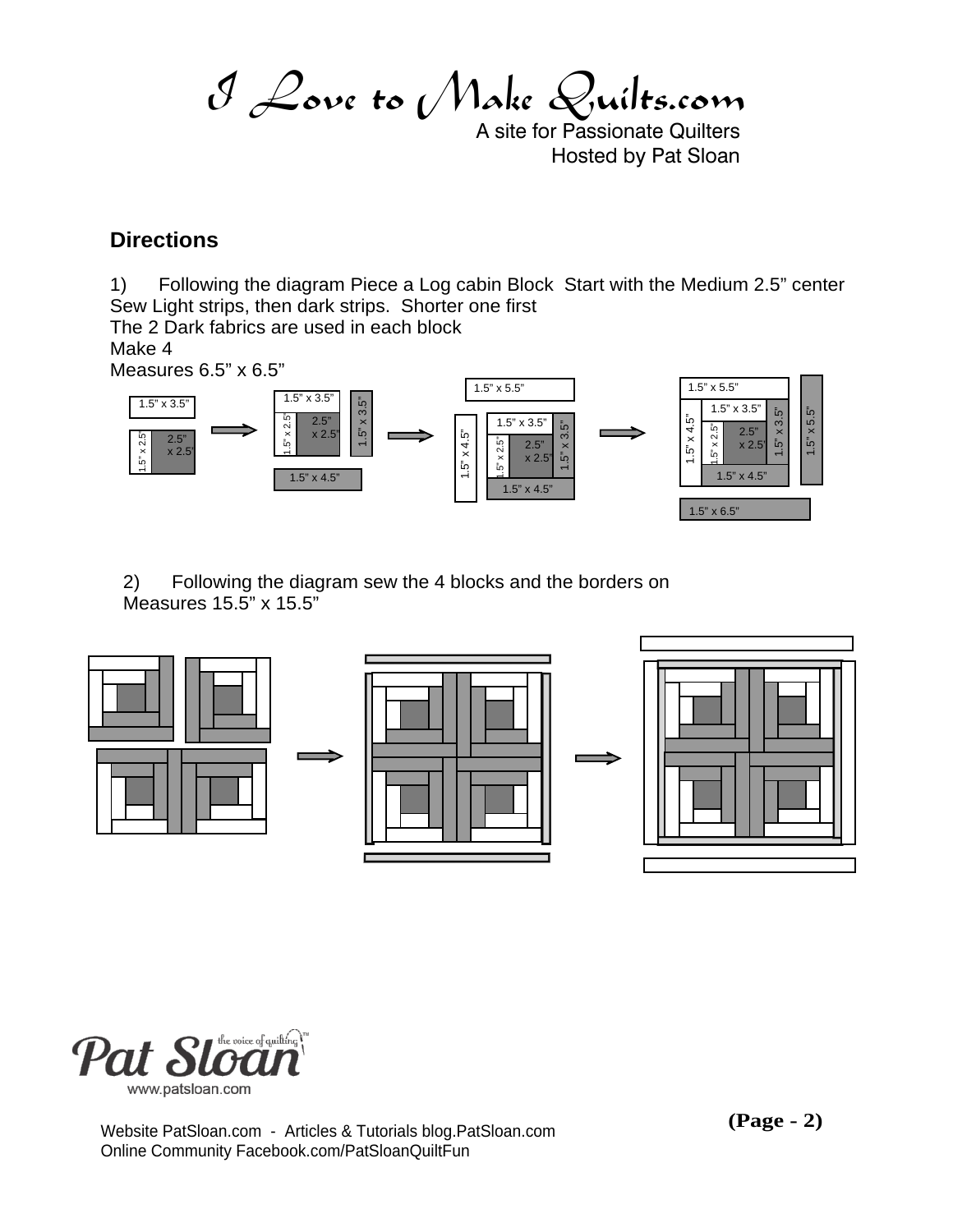## Directions

1) Following the diagram Piece a Log cabin Block Start with the Medium 2.5" center
Sew Light strips, then dark strips. Shorter one first
The 2 Dark fabrics are used in each block
Make 4
Measures 6.5" x 6.5"

2) Following the diagram sew the 4 blocks and the borders on
Measures 15.5" x 15.5"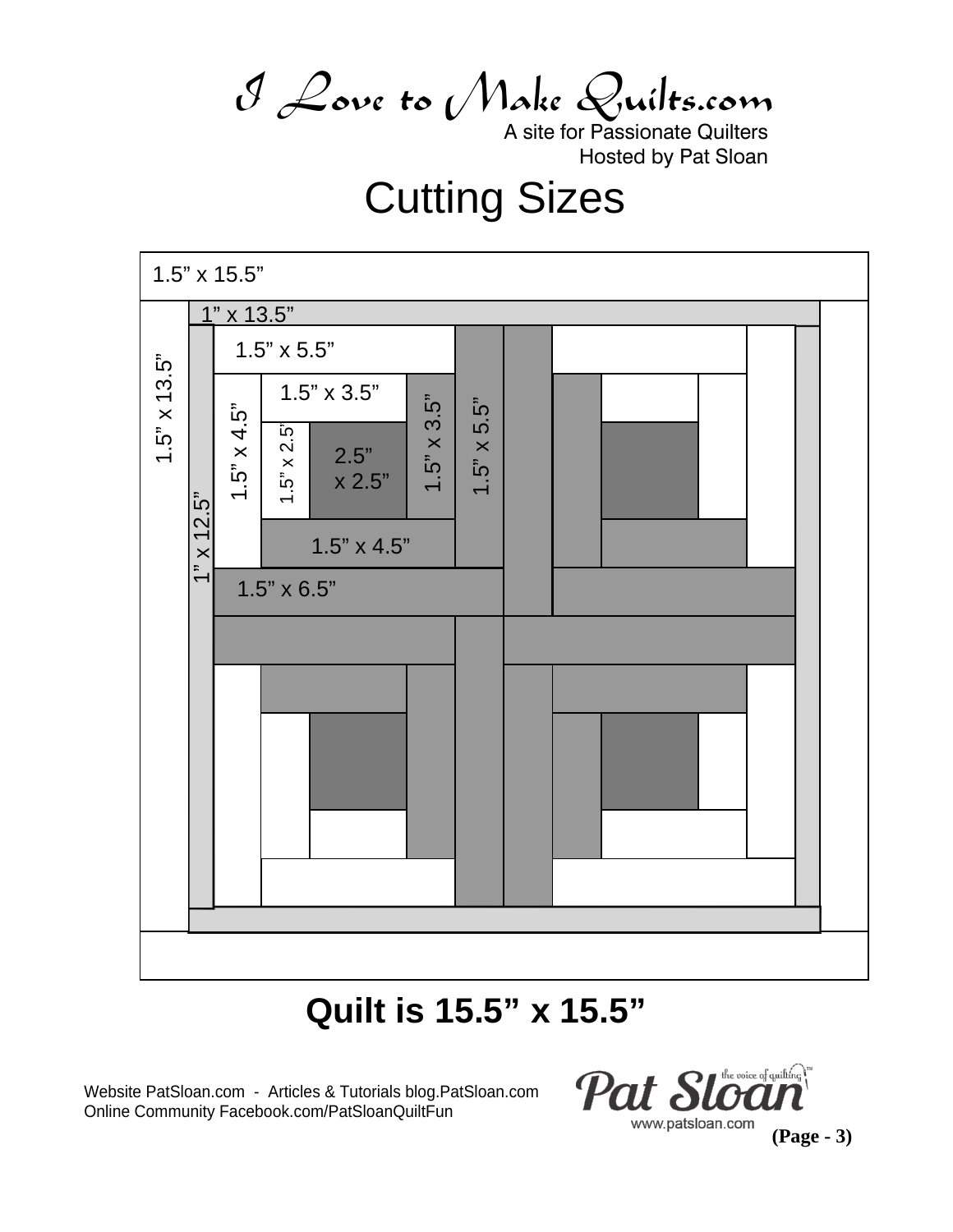I Love to Make Quilts.com

A site for Passionate Quilters
Hosted by Pat Sloan

# Cutting Sizes

1.5" x 15.5"

1" x 13.5"

1.5" x 5.5"

1.5" x 13.5"

1.5" x 3.5"

1.5" x 4.5"

1.5" x 2.5"

2.5" x 2.5"

1.5" x 3.5"

1.5" x 5.5"

1" x 12.5"

1.5" x 4.5"

1.5" x 6.5"

**Quilt is 15.5" x 15.5"**

Website PatSloan.com - Articles & Tutorials blog.PatSloan.com
Online Community Facebook.com/PatSloanQuiltFun

Pat Sloan the voice of quilting™
www.patsloan.com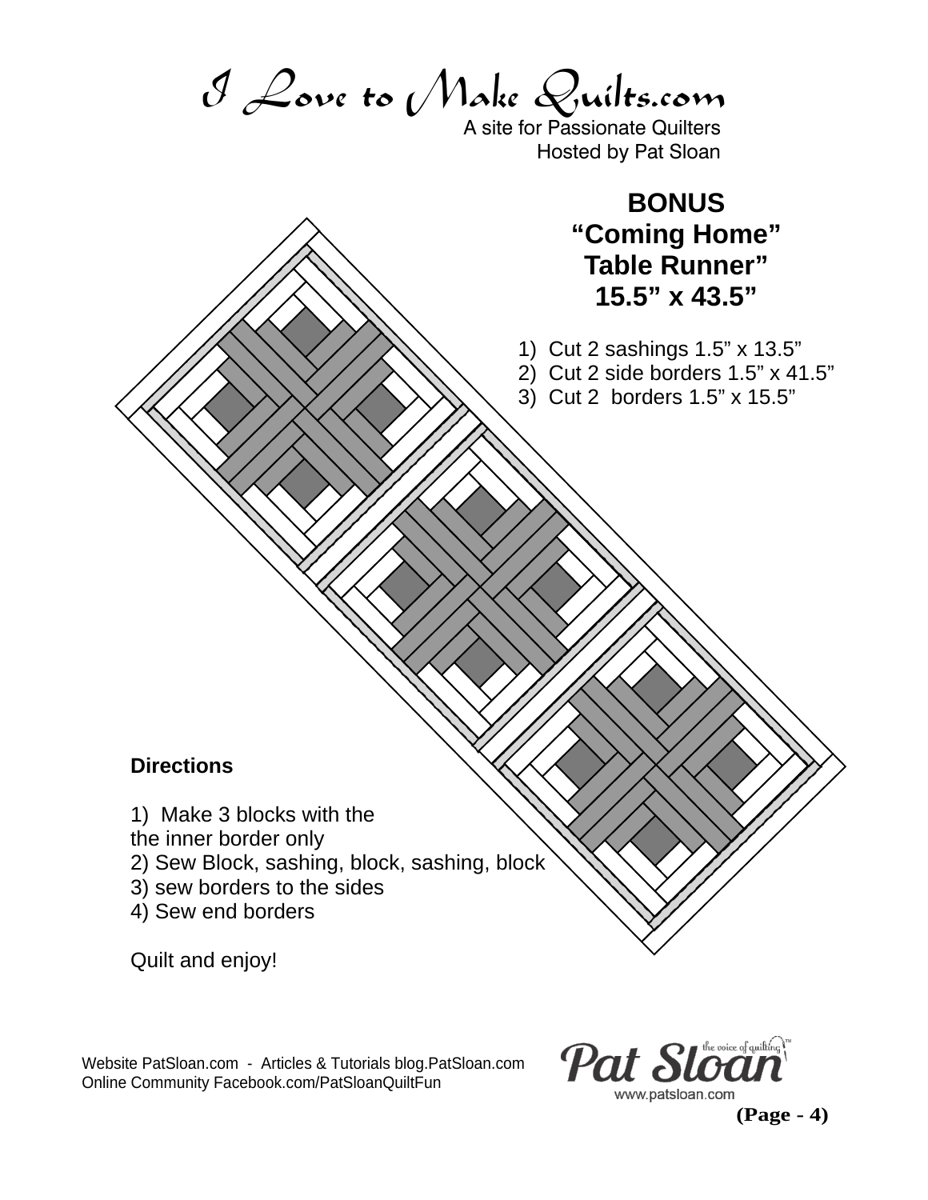# I Love to Make Quilts.com

A site for Passionate Quilters
Hosted by Pat Sloan

## BONUS
## "Coming Home" Table Runner
## 15.5" x 43.5"

1) Cut 2 sashings 1.5" x 13.5"
2) Cut 2 side borders 1.5" x 41.5"
3) Cut 2 borders 1.5" x 15.5"

**Directions**

1) Make 3 blocks with the
the inner border only
2) Sew Block, sashing, block, sashing, block
3) sew borders to the sides
4) Sew end borders

Quilt and enjoy!

Website PatSloan.com - Articles & Tutorials blog.PatSloan.com
Online Community Facebook.com/PatSloanQuiltFun

Pat Sloan the voice of quilting™
www.patsloan.com